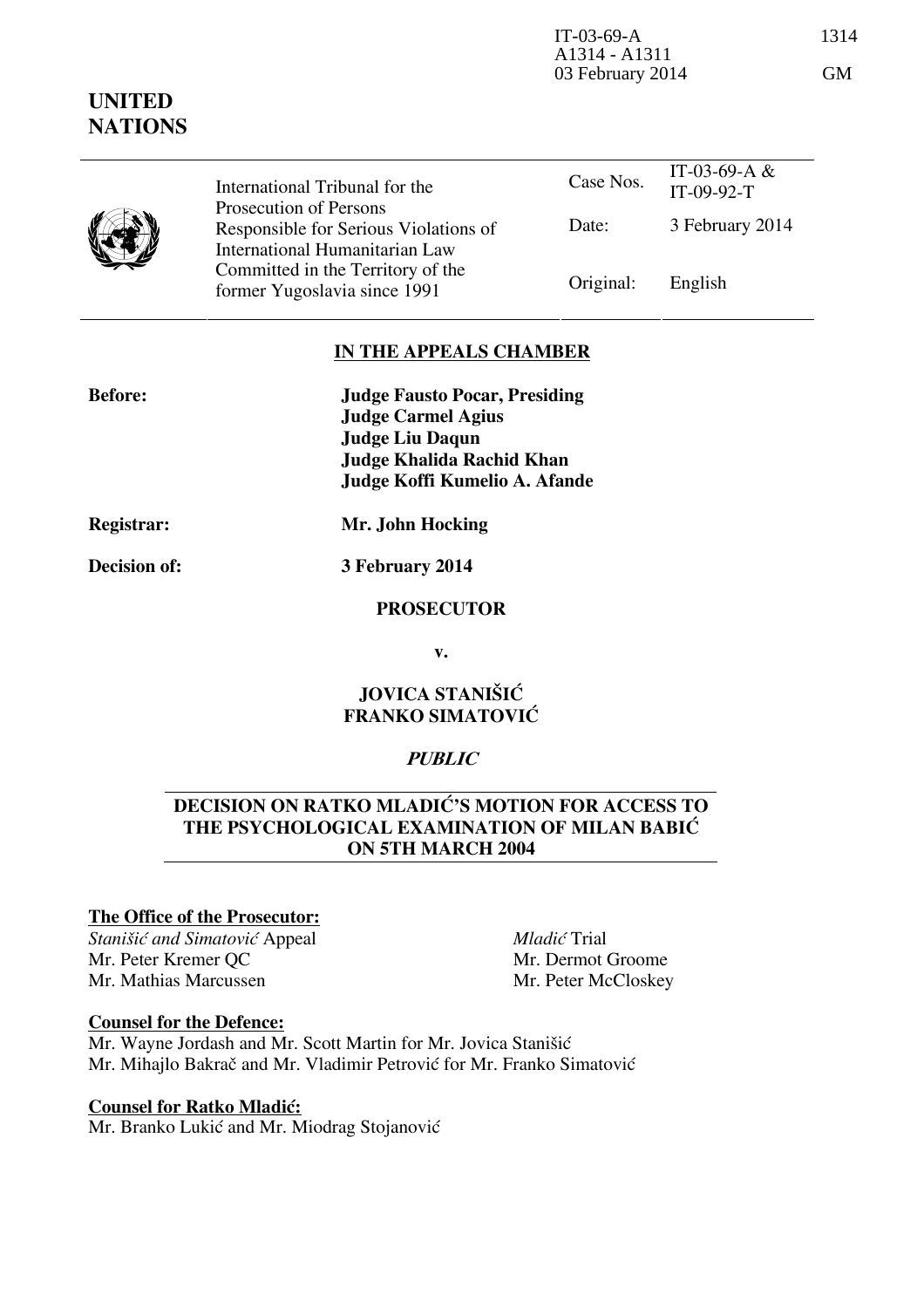**UNITED NATIONS**

| International Tribunal for the Prosecution of Persons Responsible for Serious Violations of International Humanitarian Law Committed in the Territory of the former Yugoslavia since 1991 | Case Nos. | IT-03-69-A & IT-09-92-T |
|---|---|---|
| | Date: | 3 February 2014 |
| | Original: | English |

## IN THE APPEALS CHAMBER

**Before:** **Judge Fausto Pocar, Presiding**
**Judge Carmel Agius**
**Judge Liu Daqun**
**Judge Khalida Rachid Khan**
**Judge Koffi Kumelio A. Afande**

**Registrar:** **Mr. John Hocking**

**Decision of:** **3 February 2014**

**PROSECUTOR**

**v.**

**JOVICA STANIŠIĆ**
**FRANKO SIMATOVIĆ**

***PUBLIC***

## DECISION ON RATKO MLADIĆ'S MOTION FOR ACCESS TO THE PSYCHOLOGICAL EXAMINATION OF MILAN BABIĆ ON 5TH MARCH 2004

**The Office of the Prosecutor:**

*Stanišić and Simatović* Appeal
Mr. Peter Kremer QC
Mr. Mathias Marcussen

*Mladić* Trial
Mr. Dermot Groome
Mr. Peter McCloskey

**Counsel for the Defence:**

Mr. Wayne Jordash and Mr. Scott Martin for Mr. Jovica Stanišić
Mr. Mihajlo Bakrač and Mr. Vladimir Petrović for Mr. Franko Simatović

**Counsel for Ratko Mladić:**

Mr. Branko Lukić and Mr. Miodrag Stojanović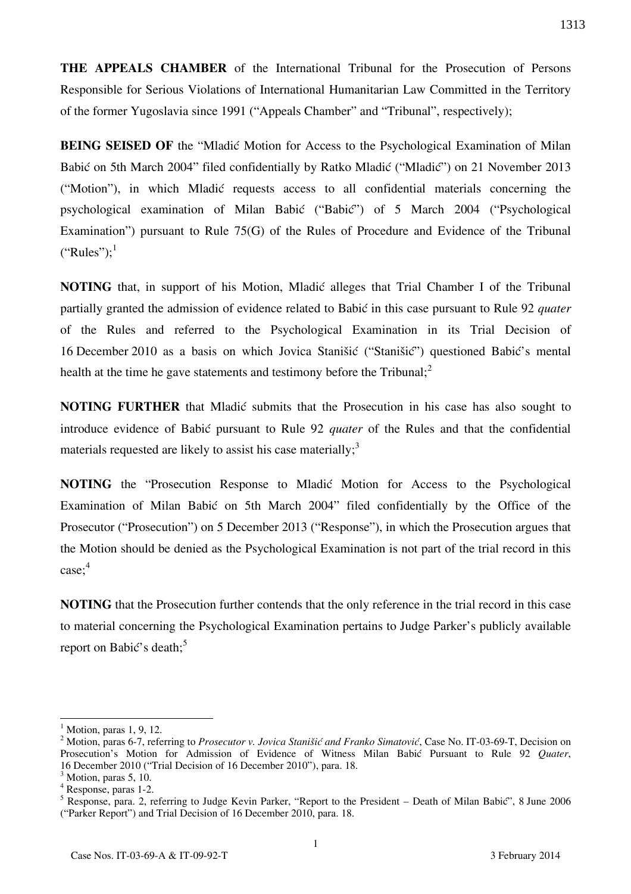**THE APPEALS CHAMBER** of the International Tribunal for the Prosecution of Persons Responsible for Serious Violations of International Humanitarian Law Committed in the Territory of the former Yugoslavia since 1991 ("Appeals Chamber" and "Tribunal", respectively);

**BEING SEISED OF** the "Mladić Motion for Access to the Psychological Examination of Milan Babić on 5th March 2004" filed confidentially by Ratko Mladić ("Mladić") on 21 November 2013 ("Motion"), in which Mladić requests access to all confidential materials concerning the psychological examination of Milan Babić ("Babić") of 5 March 2004 ("Psychological Examination") pursuant to Rule 75(G) of the Rules of Procedure and Evidence of the Tribunal ("Rules");[1]

**NOTING** that, in support of his Motion, Mladić alleges that Trial Chamber I of the Tribunal partially granted the admission of evidence related to Babić in this case pursuant to Rule 92 *quater* of the Rules and referred to the Psychological Examination in its Trial Decision of 16 December 2010 as a basis on which Jovica Stanišić ("Stanišić") questioned Babić's mental health at the time he gave statements and testimony before the Tribunal;[2]

**NOTING FURTHER** that Mladić submits that the Prosecution in his case has also sought to introduce evidence of Babić pursuant to Rule 92 *quater* of the Rules and that the confidential materials requested are likely to assist his case materially;[3]

**NOTING** the "Prosecution Response to Mladić Motion for Access to the Psychological Examination of Milan Babić on 5th March 2004" filed confidentially by the Office of the Prosecutor ("Prosecution") on 5 December 2013 ("Response"), in which the Prosecution argues that the Motion should be denied as the Psychological Examination is not part of the trial record in this case;[4]

**NOTING** that the Prosecution further contends that the only reference in the trial record in this case to material concerning the Psychological Examination pertains to Judge Parker's publicly available report on Babić's death;[5]

---

[1] Motion, paras 1, 9, 12.

[2] Motion, paras 6-7, referring to *Prosecutor v. Jovica Stanišić and Franko Simatović*, Case No. IT-03-69-T, Decision on Prosecution's Motion for Admission of Evidence of Witness Milan Babić Pursuant to Rule 92 *Quater*, 16 December 2010 ("Trial Decision of 16 December 2010"), para. 18.

[3] Motion, paras 5, 10.

[4] Response, paras 1-2.

[5] Response, para. 2, referring to Judge Kevin Parker, "Report to the President – Death of Milan Babić", 8 June 2006 ("Parker Report") and Trial Decision of 16 December 2010, para. 18.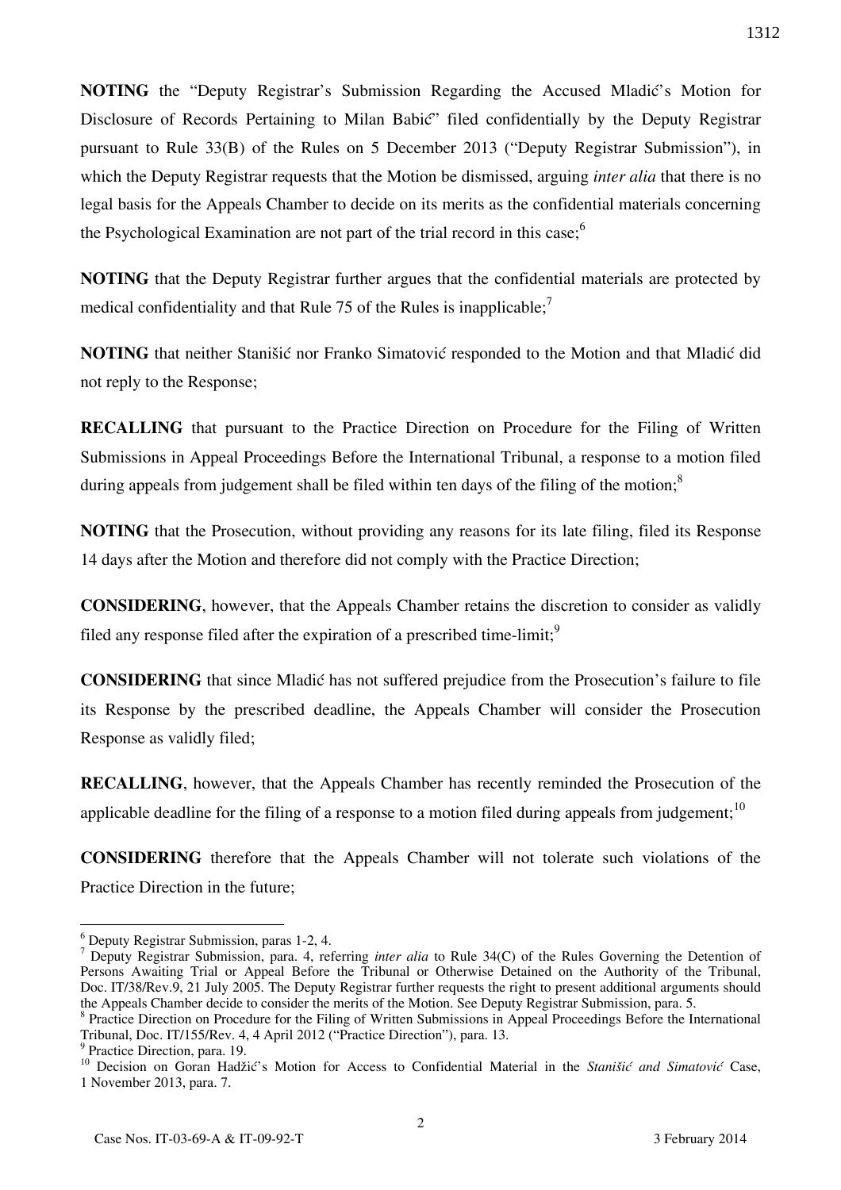**NOTING** the "Deputy Registrar's Submission Regarding the Accused Mladić's Motion for Disclosure of Records Pertaining to Milan Babić" filed confidentially by the Deputy Registrar pursuant to Rule 33(B) of the Rules on 5 December 2013 ("Deputy Registrar Submission"), in which the Deputy Registrar requests that the Motion be dismissed, arguing *inter alia* that there is no legal basis for the Appeals Chamber to decide on its merits as the confidential materials concerning the Psychological Examination are not part of the trial record in this case;[6]

**NOTING** that the Deputy Registrar further argues that the confidential materials are protected by medical confidentiality and that Rule 75 of the Rules is inapplicable;[7]

**NOTING** that neither Stanišić nor Franko Simatović responded to the Motion and that Mladić did not reply to the Response;

**RECALLING** that pursuant to the Practice Direction on Procedure for the Filing of Written Submissions in Appeal Proceedings Before the International Tribunal, a response to a motion filed during appeals from judgement shall be filed within ten days of the filing of the motion;[8]

**NOTING** that the Prosecution, without providing any reasons for its late filing, filed its Response 14 days after the Motion and therefore did not comply with the Practice Direction;

**CONSIDERING**, however, that the Appeals Chamber retains the discretion to consider as validly filed any response filed after the expiration of a prescribed time-limit;[9]

**CONSIDERING** that since Mladić has not suffered prejudice from the Prosecution's failure to file its Response by the prescribed deadline, the Appeals Chamber will consider the Prosecution Response as validly filed;

**RECALLING**, however, that the Appeals Chamber has recently reminded the Prosecution of the applicable deadline for the filing of a response to a motion filed during appeals from judgement;[10]

**CONSIDERING** therefore that the Appeals Chamber will not tolerate such violations of the Practice Direction in the future;

---

[6] Deputy Registrar Submission, paras 1-2, 4.

[7] Deputy Registrar Submission, para. 4, referring *inter alia* to Rule 34(C) of the Rules Governing the Detention of Persons Awaiting Trial or Appeal Before the Tribunal or Otherwise Detained on the Authority of the Tribunal, Doc. IT/38/Rev.9, 21 July 2005. The Deputy Registrar further requests the right to present additional arguments should the Appeals Chamber decide to consider the merits of the Motion. See Deputy Registrar Submission, para. 5.

[8] Practice Direction on Procedure for the Filing of Written Submissions in Appeal Proceedings Before the International Tribunal, Doc. IT/155/Rev. 4, 4 April 2012 ("Practice Direction"), para. 13.

[9] Practice Direction, para. 19.

[10] Decision on Goran Hadžić's Motion for Access to Confidential Material in the *Stanišić and Simatović* Case, 1 November 2013, para. 7.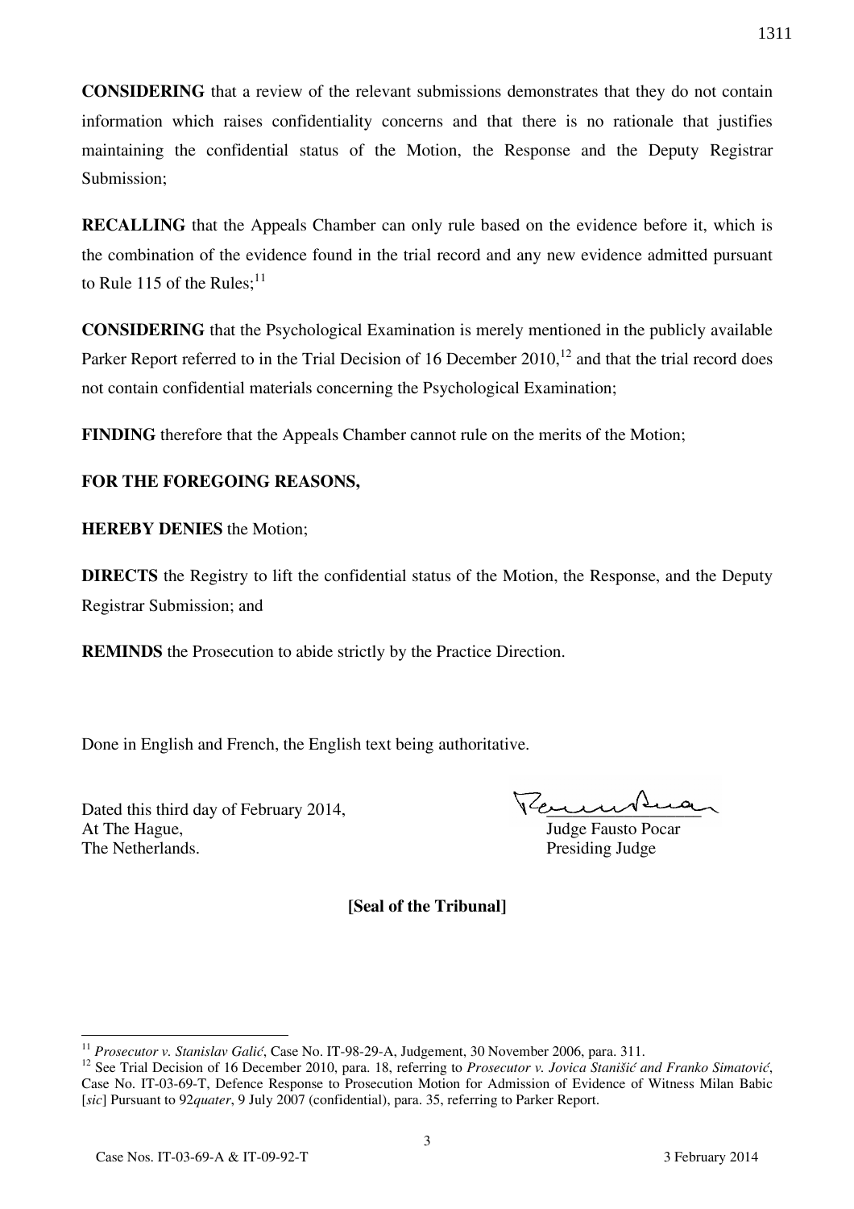**CONSIDERING** that a review of the relevant submissions demonstrates that they do not contain information which raises confidentiality concerns and that there is no rationale that justifies maintaining the confidential status of the Motion, the Response and the Deputy Registrar Submission;

**RECALLING** that the Appeals Chamber can only rule based on the evidence before it, which is the combination of the evidence found in the trial record and any new evidence admitted pursuant to Rule 115 of the Rules;[11]

**CONSIDERING** that the Psychological Examination is merely mentioned in the publicly available Parker Report referred to in the Trial Decision of 16 December 2010,[12] and that the trial record does not contain confidential materials concerning the Psychological Examination;

**FINDING** therefore that the Appeals Chamber cannot rule on the merits of the Motion;

**FOR THE FOREGOING REASONS,**

**HEREBY DENIES** the Motion;

**DIRECTS** the Registry to lift the confidential status of the Motion, the Response, and the Deputy Registrar Submission; and

**REMINDS** the Prosecution to abide strictly by the Practice Direction.

Done in English and French, the English text being authoritative.

Dated this third day of February 2014,
At The Hague,
The Netherlands.

Judge Fausto Pocar
Presiding Judge

**[Seal of the Tribunal]**

---

[11] *Prosecutor v. Stanislav Galić*, Case No. IT-98-29-A, Judgement, 30 November 2006, para. 311.

[12] See Trial Decision of 16 December 2010, para. 18, referring to *Prosecutor v. Jovica Stanišić and Franko Simatović*, Case No. IT-03-69-T, Defence Response to Prosecution Motion for Admission of Evidence of Witness Milan Babic [*sic*] Pursuant to 92*quater*, 9 July 2007 (confidential), para. 35, referring to Parker Report.